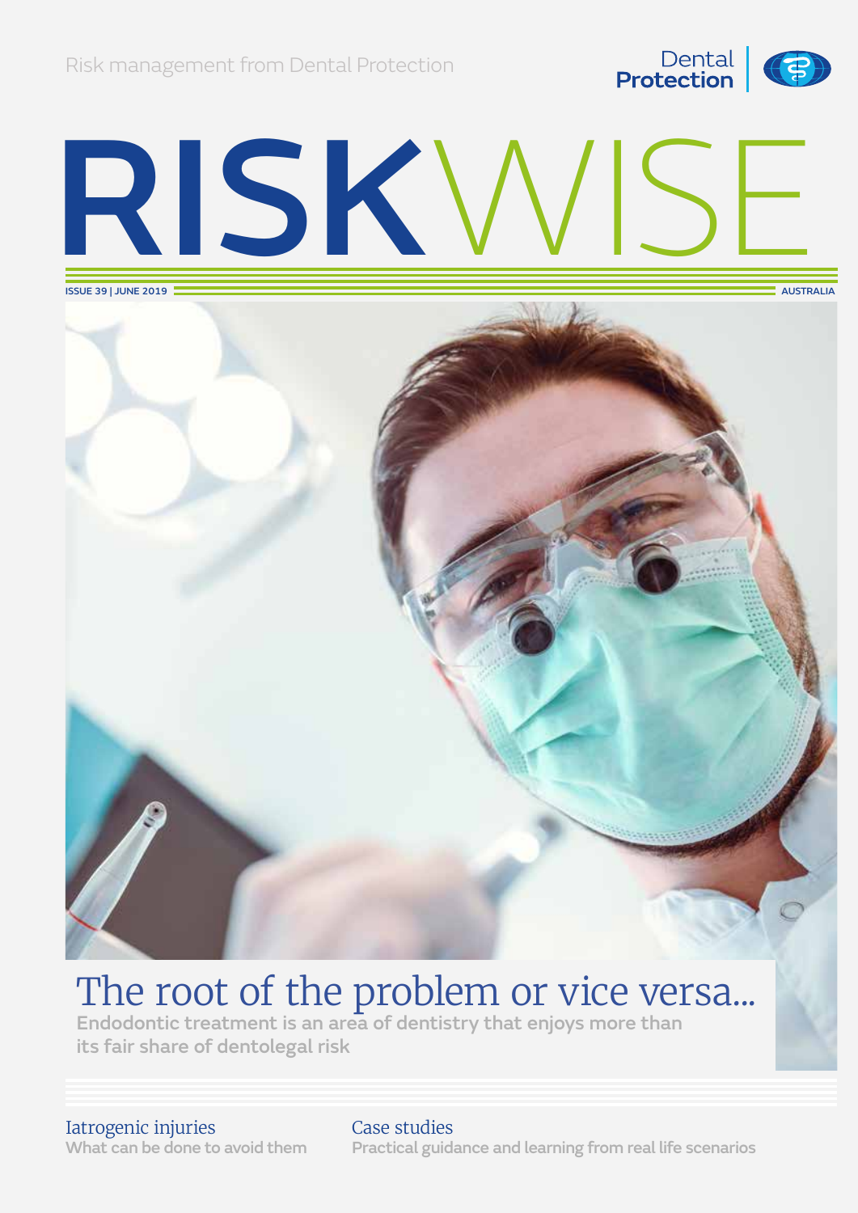Risk management from Dental Protection

Dental Protection

# RISKWISE

ISSUE 39 | JUNE 2019

AUSTRALIA

## The root of the problem or vice versa...

**Endodontic treatment is an area of dentistry that enjoys more than its fair share of dentolegal risk**

### Iatrogenic injuries

What can be done to avoid them

### Case studies

Practical guidance and learning from real life scenarios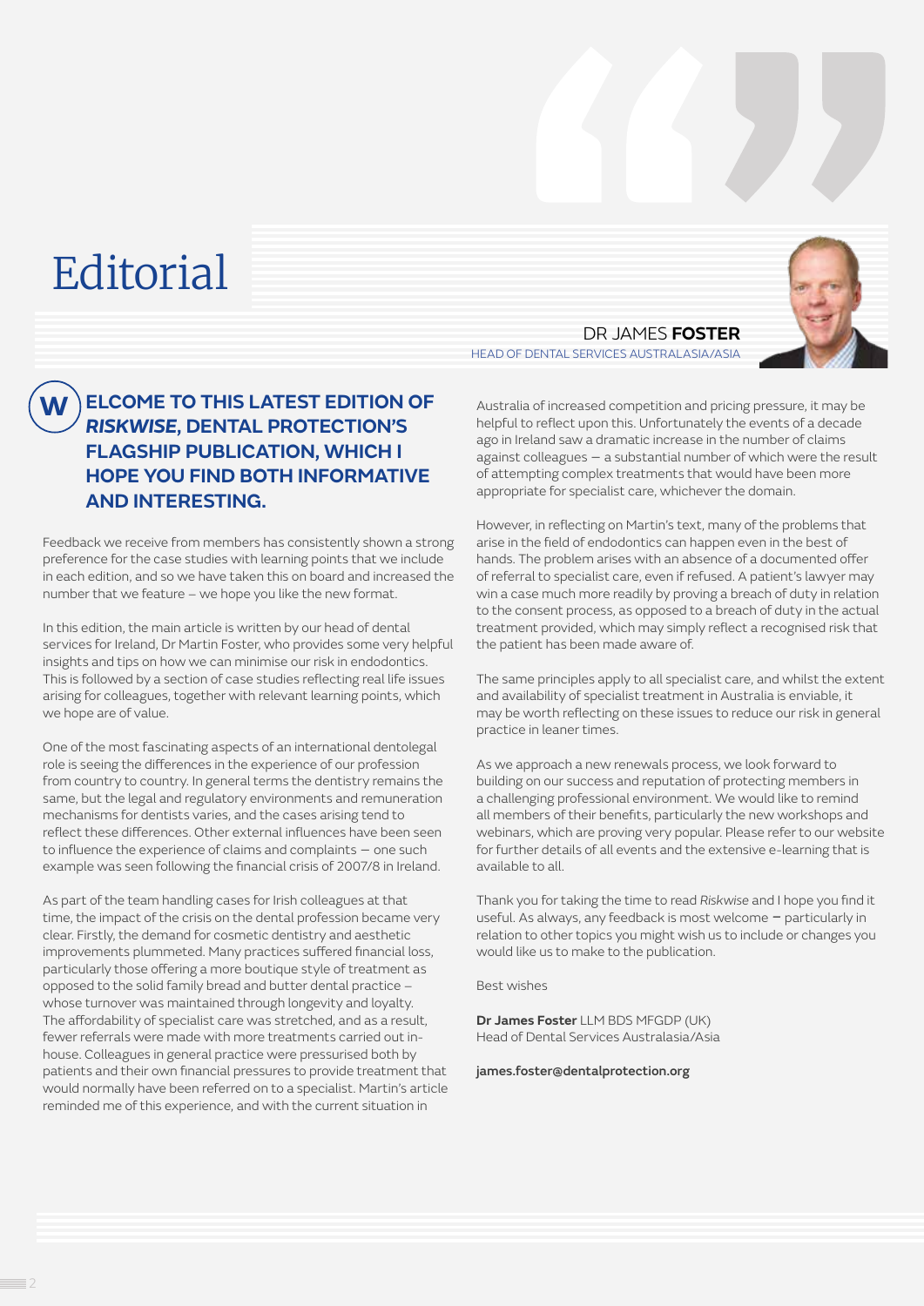# Editorial

DR JAMES **FOSTER**
HEAD OF DENTAL SERVICES AUSTRALASIA/ASIA

**WELCOME TO THIS LATEST EDITION OF *RISKWISE*, DENTAL PROTECTION'S FLAGSHIP PUBLICATION, WHICH I HOPE YOU FIND BOTH INFORMATIVE AND INTERESTING.**

Feedback we receive from members has consistently shown a strong preference for the case studies with learning points that we include in each edition, and so we have taken this on board and increased the number that we feature – we hope you like the new format.

In this edition, the main article is written by our head of dental services for Ireland, Dr Martin Foster, who provides some very helpful insights and tips on how we can minimise our risk in endodontics. This is followed by a section of case studies reflecting real life issues arising for colleagues, together with relevant learning points, which we hope are of value.

One of the most fascinating aspects of an international dentolegal role is seeing the differences in the experience of our profession from country to country. In general terms the dentistry remains the same, but the legal and regulatory environments and remuneration mechanisms for dentists varies, and the cases arising tend to reflect these differences. Other external influences have been seen to influence the experience of claims and complaints – one such example was seen following the financial crisis of 2007/8 in Ireland.

As part of the team handling cases for Irish colleagues at that time, the impact of the crisis on the dental profession became very clear. Firstly, the demand for cosmetic dentistry and aesthetic improvements plummeted. Many practices suffered financial loss, particularly those offering a more boutique style of treatment as opposed to the solid family bread and butter dental practice – whose turnover was maintained through longevity and loyalty. The affordability of specialist care was stretched, and as a result, fewer referrals were made with more treatments carried out in-house. Colleagues in general practice were pressurised both by patients and their own financial pressures to provide treatment that would normally have been referred on to a specialist. Martin's article reminded me of this experience, and with the current situation in Australia of increased competition and pricing pressure, it may be helpful to reflect upon this. Unfortunately the events of a decade ago in Ireland saw a dramatic increase in the number of claims against colleagues – a substantial number of which were the result of attempting complex treatments that would have been more appropriate for specialist care, whichever the domain.

However, in reflecting on Martin's text, many of the problems that arise in the field of endodontics can happen even in the best of hands. The problem arises with an absence of a documented offer of referral to specialist care, even if refused. A patient's lawyer may win a case much more readily by proving a breach of duty in relation to the consent process, as opposed to a breach of duty in the actual treatment provided, which may simply reflect a recognised risk that the patient has been made aware of.

The same principles apply to all specialist care, and whilst the extent and availability of specialist treatment in Australia is enviable, it may be worth reflecting on these issues to reduce our risk in general practice in leaner times.

As we approach a new renewals process, we look forward to building on our success and reputation of protecting members in a challenging professional environment. We would like to remind all members of their benefits, particularly the new workshops and webinars, which are proving very popular. Please refer to our website for further details of all events and the extensive e-learning that is available to all.

Thank you for taking the time to read *Riskwise* and I hope you find it useful. As always, any feedback is most welcome – particularly in relation to other topics you might wish us to include or changes you would like us to make to the publication.

Best wishes

**Dr James Foster** LLM BDS MFGDP (UK)
Head of Dental Services Australasia/Asia

**james.foster@dentalprotection.org**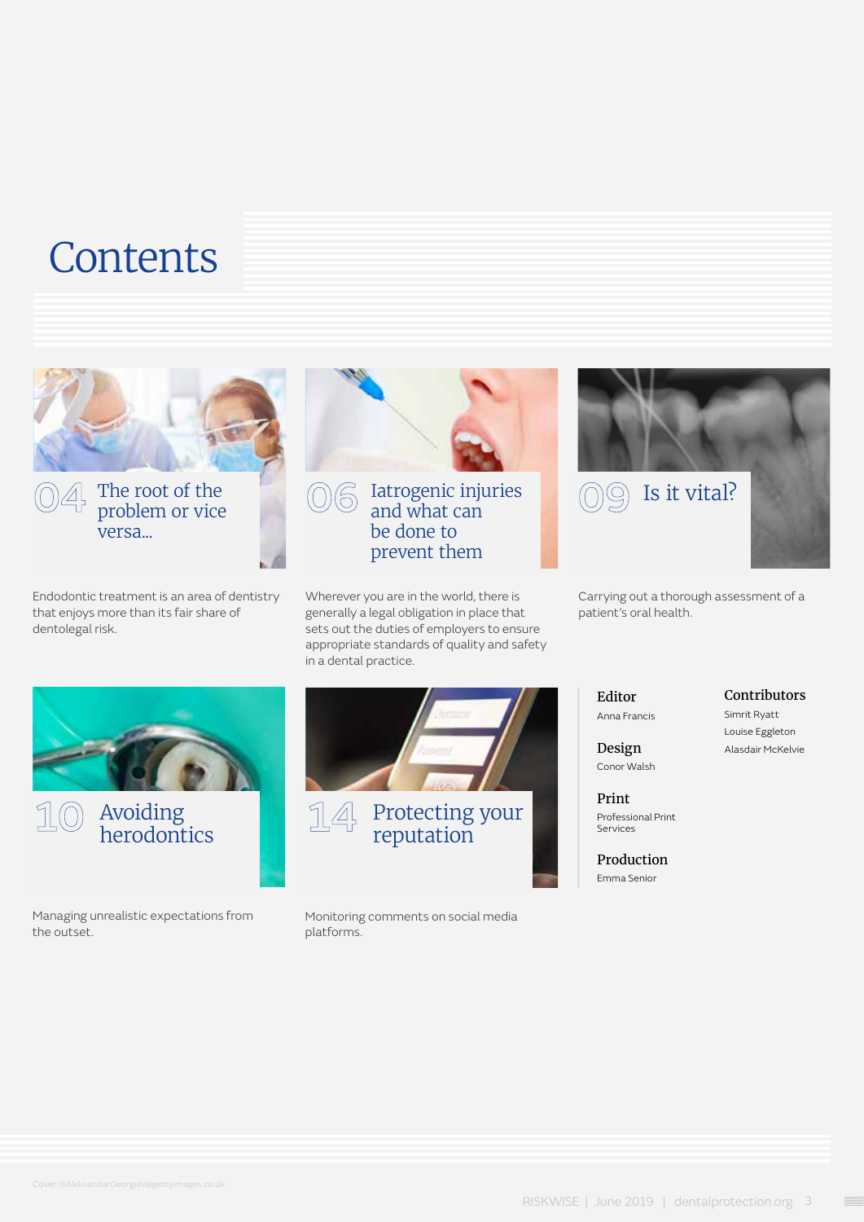# Contents

## 04 The root of the problem or vice versa...

Endodontic treatment is an area of dentistry that enjoys more than its fair share of dentolegal risk.

## 06 Iatrogenic injuries and what can be done to prevent them

Wherever you are in the world, there is generally a legal obligation in place that sets out the duties of employers to ensure appropriate standards of quality and safety in a dental practice.

## 09 Is it vital?

Carrying out a thorough assessment of a patient's oral health.

## 10 Avoiding herodontics

Managing unrealistic expectations from the outset.

## 14 Protecting your reputation

Monitoring comments on social media platforms.

**Editor**
Anna Francis

**Design**
Conor Walsh

**Print**
Professional Print Services

**Production**
Emma Senior

**Contributors**
Simrit Ryatt
Louise Eggleton
Alasdair McKelvie

Cover: ©AleksandarGeorgiev@gettyimages.co.uk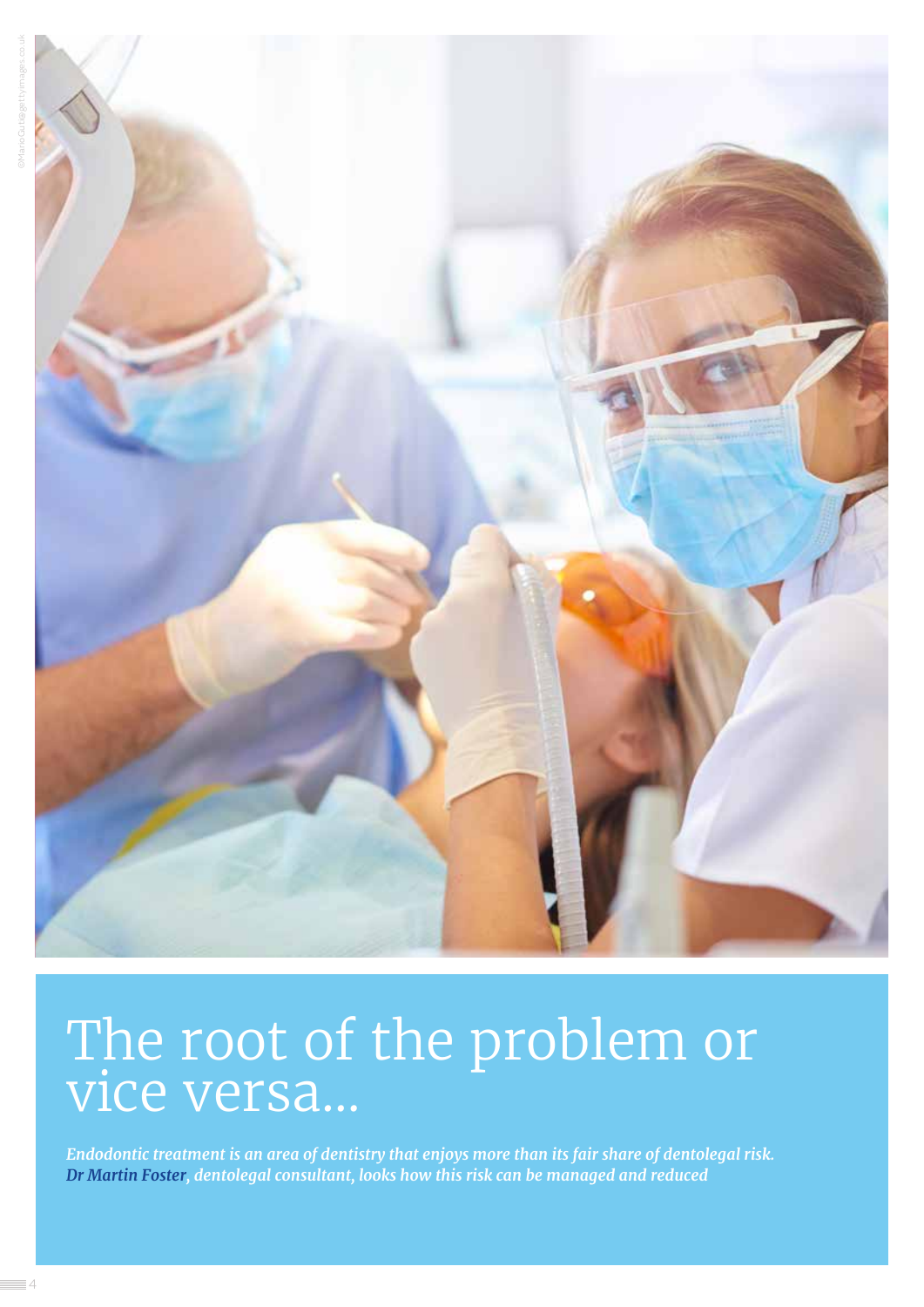# The root of the problem or vice versa...

***Endodontic treatment is an area of dentistry that enjoys more than its fair share of dentolegal risk. Dr Martin Foster, dentolegal consultant, looks how this risk can be managed and reduced***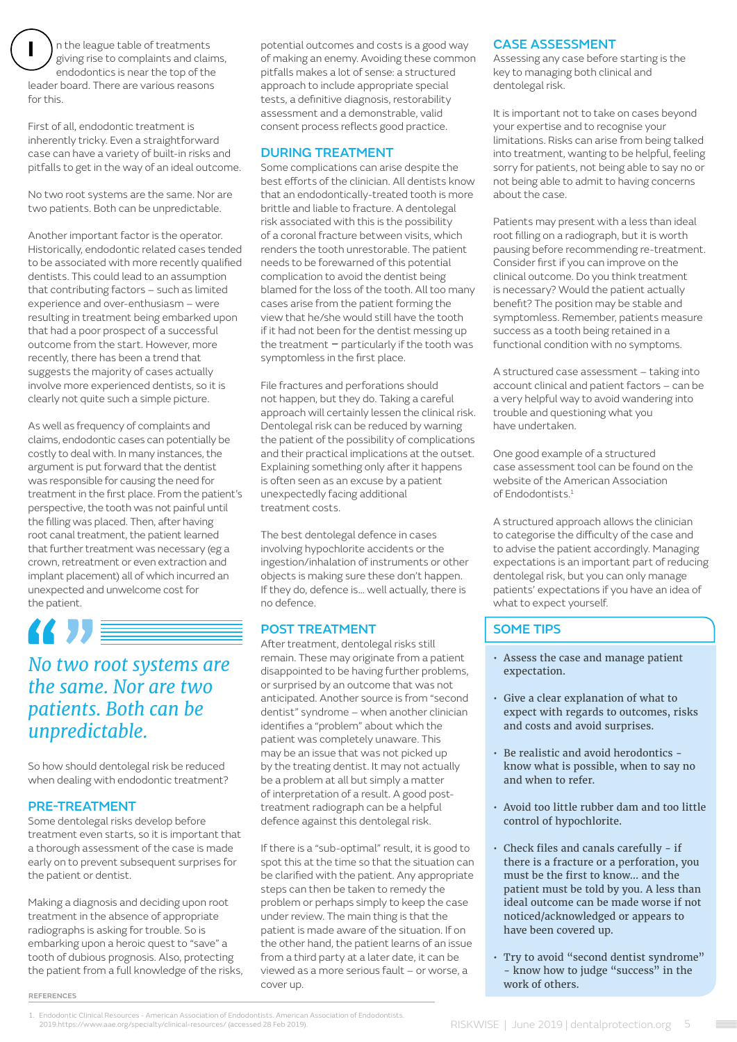In the league table of treatments giving rise to complaints and claims, endodontics is near the top of the leader board. There are various reasons for this.

First of all, endodontic treatment is inherently tricky. Even a straightforward case can have a variety of built-in risks and pitfalls to get in the way of an ideal outcome.

No two root systems are the same. Nor are two patients. Both can be unpredictable.

Another important factor is the operator. Historically, endodontic related cases tended to be associated with more recently qualified dentists. This could lead to an assumption that contributing factors – such as limited experience and over-enthusiasm – were resulting in treatment being embarked upon that had a poor prospect of a successful outcome from the start. However, more recently, there has been a trend that suggests the majority of cases actually involve more experienced dentists, so it is clearly not quite such a simple picture.

As well as frequency of complaints and claims, endodontic cases can potentially be costly to deal with. In many instances, the argument is put forward that the dentist was responsible for causing the need for treatment in the first place. From the patient's perspective, the tooth was not painful until the filling was placed. Then, after having root canal treatment, the patient learned that further treatment was necessary (eg a crown, retreatment or even extraction and implant placement) all of which incurred an unexpected and unwelcome cost for the patient.

> *No two root systems are the same. Nor are two patients. Both can be unpredictable.*

So how should dentolegal risk be reduced when dealing with endodontic treatment?

## PRE-TREATMENT

Some dentolegal risks develop before treatment even starts, so it is important that a thorough assessment of the case is made early on to prevent subsequent surprises for the patient or dentist.

Making a diagnosis and deciding upon root treatment in the absence of appropriate radiographs is asking for trouble. So is embarking upon a heroic quest to "save" a tooth of dubious prognosis. Also, protecting the patient from a full knowledge of the risks, potential outcomes and costs is a good way of making an enemy. Avoiding these common pitfalls makes a lot of sense: a structured approach to include appropriate special tests, a definitive diagnosis, restorability assessment and a demonstrable, valid consent process reflects good practice.

## DURING TREATMENT

Some complications can arise despite the best efforts of the clinician. All dentists know that an endodontically-treated tooth is more brittle and liable to fracture. A dentolegal risk associated with this is the possibility of a coronal fracture between visits, which renders the tooth unrestorable. The patient needs to be forewarned of this potential complication to avoid the dentist being blamed for the loss of the tooth. All too many cases arise from the patient forming the view that he/she would still have the tooth if it had not been for the dentist messing up the treatment – particularly if the tooth was symptomless in the first place.

File fractures and perforations should not happen, but they do. Taking a careful approach will certainly lessen the clinical risk. Dentolegal risk can be reduced by warning the patient of the possibility of complications and their practical implications at the outset. Explaining something only after it happens is often seen as an excuse by a patient unexpectedly facing additional treatment costs.

The best dentolegal defence in cases involving hypochlorite accidents or the ingestion/inhalation of instruments or other objects is making sure these don't happen. If they do, defence is... well actually, there is no defence.

## POST TREATMENT

After treatment, dentolegal risks still remain. These may originate from a patient disappointed to be having further problems, or surprised by an outcome that was not anticipated. Another source is from "second dentist" syndrome – when another clinician identifies a "problem" about which the patient was completely unaware. This may be an issue that was not picked up by the treating dentist. It may not actually be a problem at all but simply a matter of interpretation of a result. A good post-treatment radiograph can be a helpful defence against this dentolegal risk.

If there is a "sub-optimal" result, it is good to spot this at the time so that the situation can be clarified with the patient. Any appropriate steps can then be taken to remedy the problem or perhaps simply to keep the case under review. The main thing is that the patient is made aware of the situation. If on the other hand, the patient learns of an issue from a third party at a later date, it can be viewed as a more serious fault – or worse, a cover up.

## CASE ASSESSMENT

Assessing any case before starting is the key to managing both clinical and dentolegal risk.

It is important not to take on cases beyond your expertise and to recognise your limitations. Risks can arise from being talked into treatment, wanting to be helpful, feeling sorry for patients, not being able to say no or not being able to admit to having concerns about the case.

Patients may present with a less than ideal root filling on a radiograph, but it is worth pausing before recommending re-treatment. Consider first if you can improve on the clinical outcome. Do you think treatment is necessary? Would the patient actually benefit? The position may be stable and symptomless. Remember, patients measure success as a tooth being retained in a functional condition with no symptoms.

A structured case assessment – taking into account clinical and patient factors – can be a very helpful way to avoid wandering into trouble and questioning what you have undertaken.

One good example of a structured case assessment tool can be found on the website of the American Association of Endodontists.[1]

A structured approach allows the clinician to categorise the difficulty of the case and to advise the patient accordingly. Managing expectations is an important part of reducing dentolegal risk, but you can only manage patients' expectations if you have an idea of what to expect yourself.

## SOME TIPS

- Assess the case and manage patient expectation.
- Give a clear explanation of what to expect with regards to outcomes, risks and costs and avoid surprises.
- Be realistic and avoid herodontics - know what is possible, when to say no and when to refer.
- Avoid too little rubber dam and too little control of hypochlorite.
- Check files and canals carefully - if there is a fracture or a perforation, you must be the first to know... and the patient must be told by you. A less than ideal outcome can be made worse if not noticed/acknowledged or appears to have been covered up.
- Try to avoid "second dentist syndrome" - know how to judge "success" in the work of others.

**REFERENCES**

1. Endodontic Clinical Resources - American Association of Endodontists. American Association of Endodontists. 2019.https://www.aae.org/specialty/clinical-resources/ (accessed 28 Feb 2019).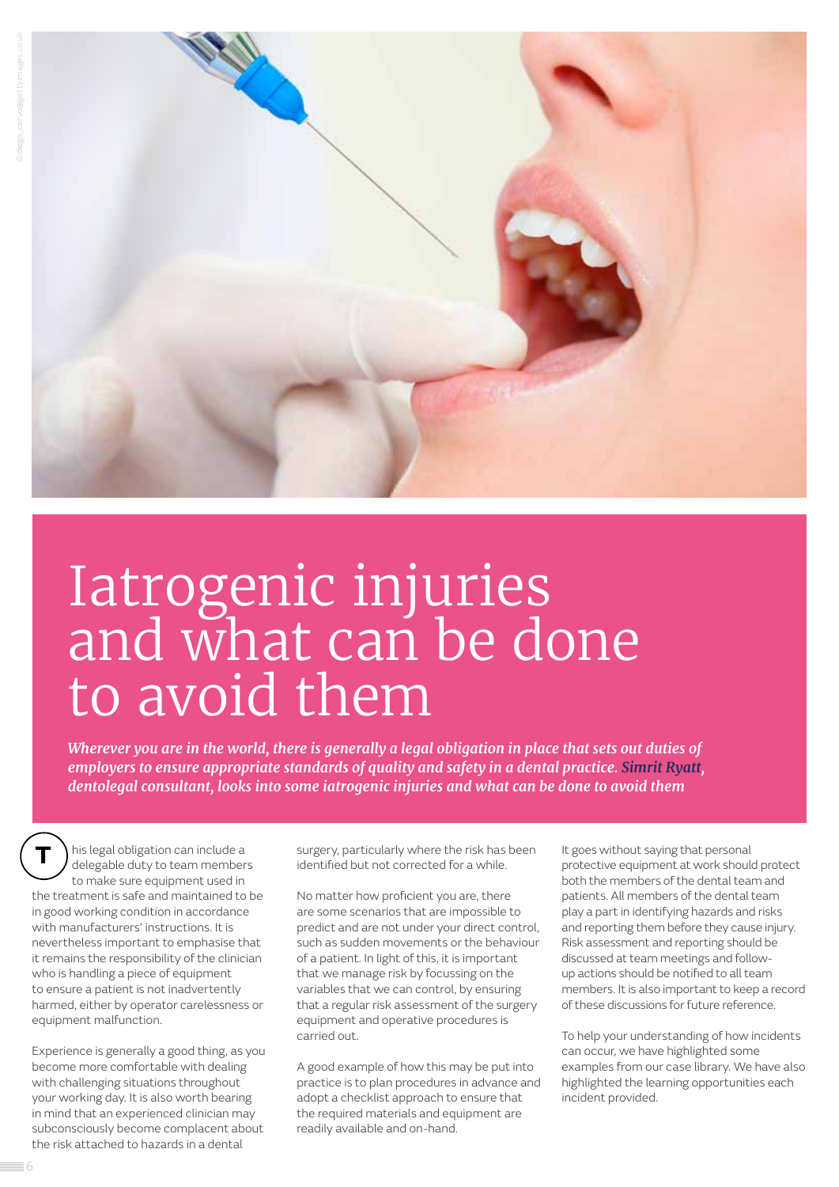# Iatrogenic injuries and what can be done to avoid them

***Wherever you are in the world, there is generally a legal obligation in place that sets out duties of employers to ensure appropriate standards of quality and safety in a dental practice. Simrit Ryatt, dentolegal consultant, looks into some iatrogenic injuries and what can be done to avoid them***

This legal obligation can include a delegable duty to team members to make sure equipment used in the treatment is safe and maintained to be in good working condition in accordance with manufacturers' instructions. It is nevertheless important to emphasise that it remains the responsibility of the clinician who is handling a piece of equipment to ensure a patient is not inadvertently harmed, either by operator carelessness or equipment malfunction.

Experience is generally a good thing, as you become more comfortable with dealing with challenging situations throughout your working day. It is also worth bearing in mind that an experienced clinician may subconsciously become complacent about the risk attached to hazards in a dental surgery, particularly where the risk has been identified but not corrected for a while.

No matter how proficient you are, there are some scenarios that are impossible to predict and are not under your direct control, such as sudden movements or the behaviour of a patient. In light of this, it is important that we manage risk by focussing on the variables that we can control, by ensuring that a regular risk assessment of the surgery equipment and operative procedures is carried out.

A good example of how this may be put into practice is to plan procedures in advance and adopt a checklist approach to ensure that the required materials and equipment are readily available and on-hand.

It goes without saying that personal protective equipment at work should protect both the members of the dental team and patients. All members of the dental team play a part in identifying hazards and risks and reporting them before they cause injury. Risk assessment and reporting should be discussed at team meetings and follow-up actions should be notified to all team members. It is also important to keep a record of these discussions for future reference.

To help your understanding of how incidents can occur, we have highlighted some examples from our case library. We have also highlighted the learning opportunities each incident provided.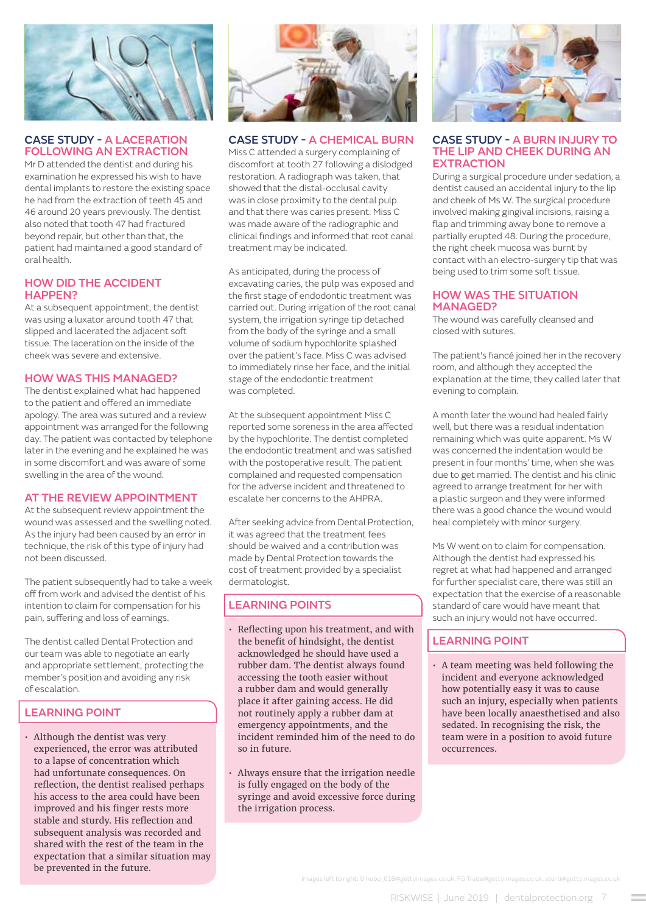## CASE STUDY - A LACERATION FOLLOWING AN EXTRACTION

Mr D attended the dentist and during his examination he expressed his wish to have dental implants to restore the existing space he had from the extraction of teeth 45 and 46 around 20 years previously. The dentist also noted that tooth 47 had fractured beyond repair, but other than that, the patient had maintained a good standard of oral health.

### HOW DID THE ACCIDENT HAPPEN?

At a subsequent appointment, the dentist was using a luxator around tooth 47 that slipped and lacerated the adjacent soft tissue. The laceration on the inside of the cheek was severe and extensive.

### HOW WAS THIS MANAGED?

The dentist explained what had happened to the patient and offered an immediate apology. The area was sutured and a review appointment was arranged for the following day. The patient was contacted by telephone later in the evening and he explained he was in some discomfort and was aware of some swelling in the area of the wound.

### AT THE REVIEW APPOINTMENT

At the subsequent review appointment the wound was assessed and the swelling noted. As the injury had been caused by an error in technique, the risk of this type of injury had not been discussed.

The patient subsequently had to take a week off from work and advised the dentist of his intention to claim for compensation for his pain, suffering and loss of earnings.

The dentist called Dental Protection and our team was able to negotiate an early and appropriate settlement, protecting the member's position and avoiding any risk of escalation.

### LEARNING POINT

- Although the dentist was very experienced, the error was attributed to a lapse of concentration which had unfortunate consequences. On reflection, the dentist realised perhaps his access to the area could have been improved and his finger rests more stable and sturdy. His reflection and subsequent analysis was recorded and shared with the rest of the team in the expectation that a similar situation may be prevented in the future.

## CASE STUDY - A CHEMICAL BURN

Miss C attended a surgery complaining of discomfort at tooth 27 following a dislodged restoration. A radiograph was taken, that showed that the distal-occlusal cavity was in close proximity to the dental pulp and that there was caries present. Miss C was made aware of the radiographic and clinical findings and informed that root canal treatment may be indicated.

As anticipated, during the process of excavating caries, the pulp was exposed and the first stage of endodontic treatment was carried out. During irrigation of the root canal system, the irrigation syringe tip detached from the body of the syringe and a small volume of sodium hypochlorite splashed over the patient's face. Miss C was advised to immediately rinse her face, and the initial stage of the endodontic treatment was completed.

At the subsequent appointment Miss C reported some soreness in the area affected by the hypochlorite. The dentist completed the endodontic treatment and was satisfied with the postoperative result. The patient complained and requested compensation for the adverse incident and threatened to escalate her concerns to the AHPRA.

After seeking advice from Dental Protection, it was agreed that the treatment fees should be waived and a contribution was made by Dental Protection towards the cost of treatment provided by a specialist dermatologist.

### LEARNING POINTS

- Reflecting upon his treatment, and with the benefit of hindsight, the dentist acknowledged he should have used a rubber dam. The dentist always found accessing the tooth easier without a rubber dam and would generally place it after gaining access. He did not routinely apply a rubber dam at emergency appointments, and the incident reminded him of the need to do so in future.
- Always ensure that the irrigation needle is fully engaged on the body of the syringe and avoid excessive force during the irrigation process.

## CASE STUDY - A BURN INJURY TO THE LIP AND CHEEK DURING AN EXTRACTION

During a surgical procedure under sedation, a dentist caused an accidental injury to the lip and cheek of Ms W. The surgical procedure involved making gingival incisions, raising a flap and trimming away bone to remove a partially erupted 48. During the procedure, the right cheek mucosa was burnt by contact with an electro-surgery tip that was being used to trim some soft tissue.

### HOW WAS THE SITUATION MANAGED?

The wound was carefully cleansed and closed with sutures.

The patient's fiancé joined her in the recovery room, and although they accepted the explanation at the time, they called later that evening to complain.

A month later the wound had healed fairly well, but there was a residual indentation remaining which was quite apparent. Ms W was concerned the indentation would be present in four months' time, when she was due to get married. The dentist and his clinic agreed to arrange treatment for her with a plastic surgeon and they were informed there was a good chance the wound would heal completely with minor surgery.

Ms W went on to claim for compensation. Although the dentist had expressed his regret at what had happened and arranged for further specialist care, there was still an expectation that the exercise of a reasonable standard of care would have meant that such an injury would not have occurred.

### LEARNING POINT

- A team meeting was held following the incident and everyone acknowledged how potentially easy it was to cause such an injury, especially when patients have been locally anaesthetised and also sedated. In recognising the risk, the team were in a position to avoid future occurrences.

Images left to right: © hobo_018@gettyimages.co.uk, FG Trade@gettyimages.co.uk, sturti@gettyimages.co.uk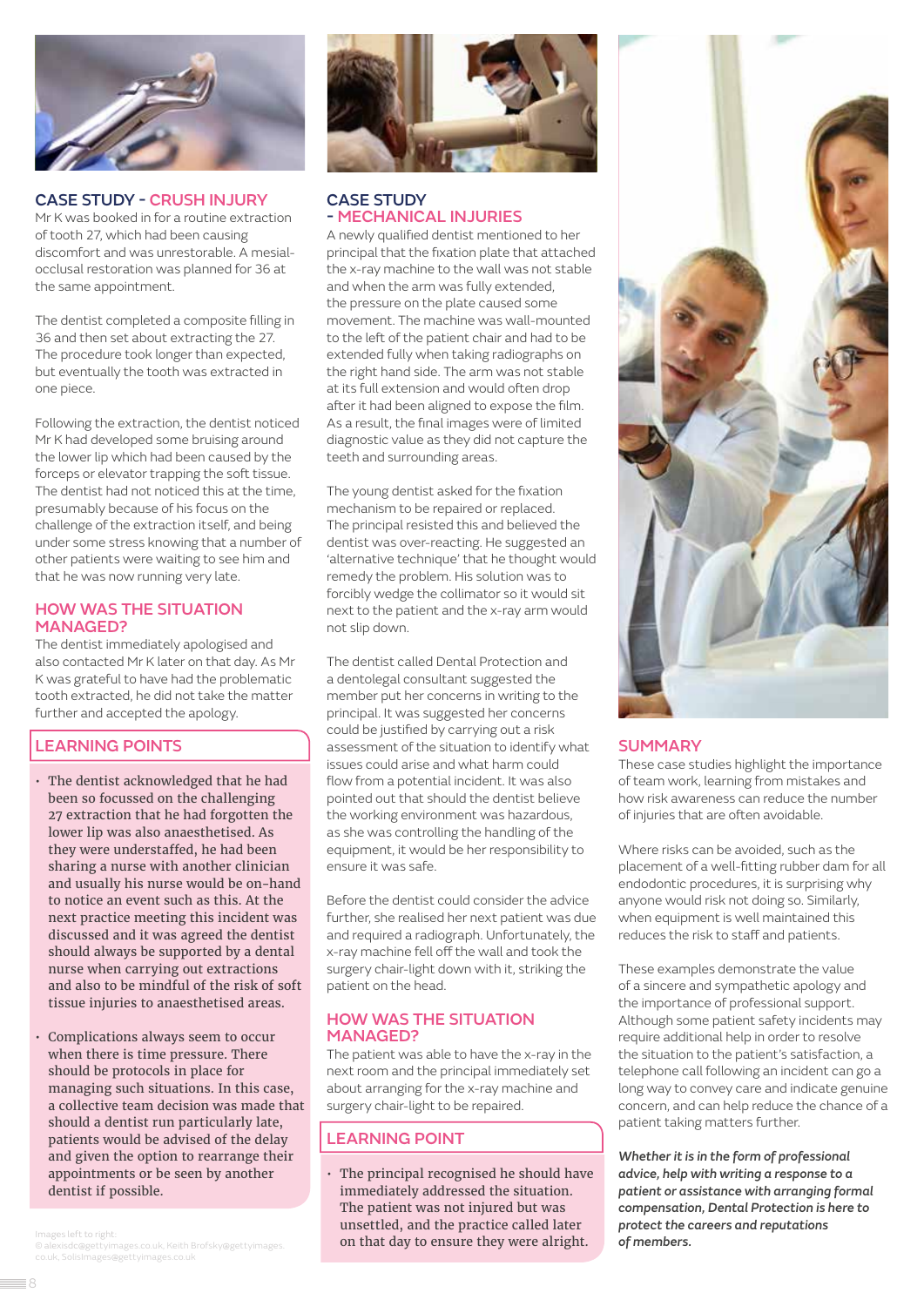## CASE STUDY - CRUSH INJURY

Mr K was booked in for a routine extraction of tooth 27, which had been causing discomfort and was unrestorable. A mesial-occlusal restoration was planned for 36 at the same appointment.

The dentist completed a composite filling in 36 and then set about extracting the 27. The procedure took longer than expected, but eventually the tooth was extracted in one piece.

Following the extraction, the dentist noticed Mr K had developed some bruising around the lower lip which had been caused by the forceps or elevator trapping the soft tissue. The dentist had not noticed this at the time, presumably because of his focus on the challenge of the extraction itself, and being under some stress knowing that a number of other patients were waiting to see him and that he was now running very late.

### HOW WAS THE SITUATION MANAGED?

The dentist immediately apologised and also contacted Mr K later on that day. As Mr K was grateful to have had the problematic tooth extracted, he did not take the matter further and accepted the apology.

### LEARNING POINTS

- The dentist acknowledged that he had been so focussed on the challenging 27 extraction that he had forgotten the lower lip was also anaesthetised. As they were understaffed, he had been sharing a nurse with another clinician and usually his nurse would be on-hand to notice an event such as this. At the next practice meeting this incident was discussed and it was agreed the dentist should always be supported by a dental nurse when carrying out extractions and also to be mindful of the risk of soft tissue injuries to anaesthetised areas.
- Complications always seem to occur when there is time pressure. There should be protocols in place for managing such situations. In this case, a collective team decision was made that should a dentist run particularly late, patients would be advised of the delay and given the option to rearrange their appointments or be seen by another dentist if possible.

Images left to right:
© alexisdc@gettyimages.co.uk, Keith Brofsky@gettyimages.co.uk, SolisImages@gettyimages.co.uk

## CASE STUDY - MECHANICAL INJURIES

A newly qualified dentist mentioned to her principal that the fixation plate that attached the x-ray machine to the wall was not stable and when the arm was fully extended, the pressure on the plate caused some movement. The machine was wall-mounted to the left of the patient chair and had to be extended fully when taking radiographs on the right hand side. The arm was not stable at its full extension and would often drop after it had been aligned to expose the film. As a result, the final images were of limited diagnostic value as they did not capture the teeth and surrounding areas.

The young dentist asked for the fixation mechanism to be repaired or replaced. The principal resisted this and believed the dentist was over-reacting. He suggested an 'alternative technique' that he thought would remedy the problem. His solution was to forcibly wedge the collimator so it would sit next to the patient and the x-ray arm would not slip down.

The dentist called Dental Protection and a dentolegal consultant suggested the member put her concerns in writing to the principal. It was suggested her concerns could be justified by carrying out a risk assessment of the situation to identify what issues could arise and what harm could flow from a potential incident. It was also pointed out that should the dentist believe the working environment was hazardous, as she was controlling the handling of the equipment, it would be her responsibility to ensure it was safe.

Before the dentist could consider the advice further, she realised her next patient was due and required a radiograph. Unfortunately, the x-ray machine fell off the wall and took the surgery chair-light down with it, striking the patient on the head.

### HOW WAS THE SITUATION MANAGED?

The patient was able to have the x-ray in the next room and the principal immediately set about arranging for the x-ray machine and surgery chair-light to be repaired.

### LEARNING POINT

- The principal recognised he should have immediately addressed the situation. The patient was not injured but was unsettled, and the practice called later on that day to ensure they were alright.

## SUMMARY

These case studies highlight the importance of team work, learning from mistakes and how risk awareness can reduce the number of injuries that are often avoidable.

Where risks can be avoided, such as the placement of a well-fitting rubber dam for all endodontic procedures, it is surprising why anyone would risk not doing so. Similarly, when equipment is well maintained this reduces the risk to staff and patients.

These examples demonstrate the value of a sincere and sympathetic apology and the importance of professional support. Although some patient safety incidents may require additional help in order to resolve the situation to the patient's satisfaction, a telephone call following an incident can go a long way to convey care and indicate genuine concern, and can help reduce the chance of a patient taking matters further.

***Whether it is in the form of professional advice, help with writing a response to a patient or assistance with arranging formal compensation, Dental Protection is here to protect the careers and reputations of members.***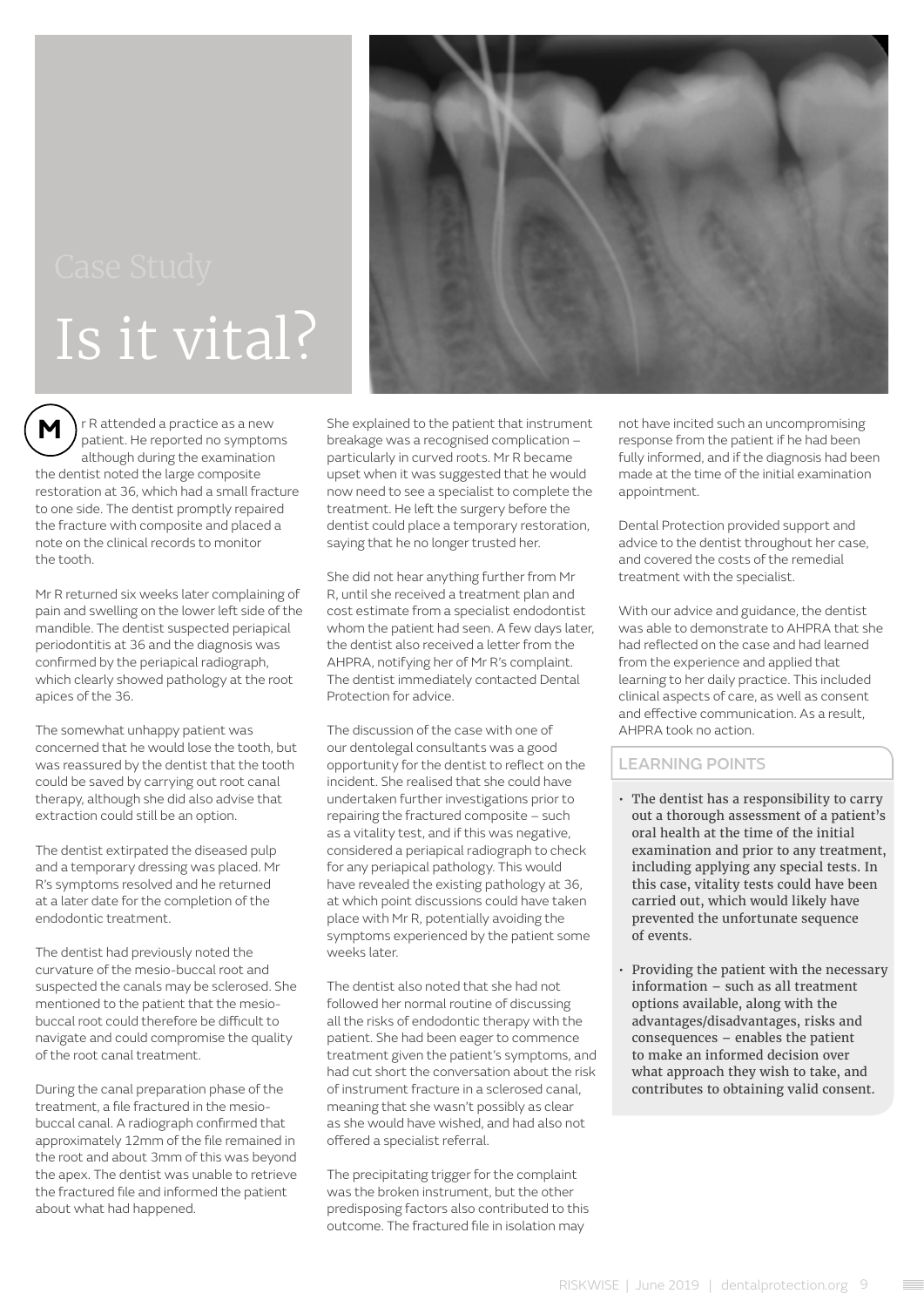Case Study

# Is it vital?

Mr R attended a practice as a new patient. He reported no symptoms although during the examination the dentist noted the large composite restoration at 36, which had a small fracture to one side. The dentist promptly repaired the fracture with composite and placed a note on the clinical records to monitor the tooth.

Mr R returned six weeks later complaining of pain and swelling on the lower left side of the mandible. The dentist suspected periapical periodontitis at 36 and the diagnosis was confirmed by the periapical radiograph, which clearly showed pathology at the root apices of the 36.

The somewhat unhappy patient was concerned that he would lose the tooth, but was reassured by the dentist that the tooth could be saved by carrying out root canal therapy, although she did also advise that extraction could still be an option.

The dentist extirpated the diseased pulp and a temporary dressing was placed. Mr R's symptoms resolved and he returned at a later date for the completion of the endodontic treatment.

The dentist had previously noted the curvature of the mesio-buccal root and suspected the canals may be sclerosed. She mentioned to the patient that the mesio-buccal root could therefore be difficult to navigate and could compromise the quality of the root canal treatment.

During the canal preparation phase of the treatment, a file fractured in the mesio-buccal canal. A radiograph confirmed that approximately 12mm of the file remained in the root and about 3mm of this was beyond the apex. The dentist was unable to retrieve the fractured file and informed the patient about what had happened.

She explained to the patient that instrument breakage was a recognised complication – particularly in curved roots. Mr R became upset when it was suggested that he would now need to see a specialist to complete the treatment. He left the surgery before the dentist could place a temporary restoration, saying that he no longer trusted her.

She did not hear anything further from Mr R, until she received a treatment plan and cost estimate from a specialist endodontist whom the patient had seen. A few days later, the dentist also received a letter from the AHPRA, notifying her of Mr R's complaint. The dentist immediately contacted Dental Protection for advice.

The discussion of the case with one of our dentolegal consultants was a good opportunity for the dentist to reflect on the incident. She realised that she could have undertaken further investigations prior to repairing the fractured composite – such as a vitality test, and if this was negative, considered a periapical radiograph to check for any periapical pathology. This would have revealed the existing pathology at 36, at which point discussions could have taken place with Mr R, potentially avoiding the symptoms experienced by the patient some weeks later.

The dentist also noted that she had not followed her normal routine of discussing all the risks of endodontic therapy with the patient. She had been eager to commence treatment given the patient's symptoms, and had cut short the conversation about the risk of instrument fracture in a sclerosed canal, meaning that she wasn't possibly as clear as she would have wished, and had also not offered a specialist referral.

The precipitating trigger for the complaint was the broken instrument, but the other predisposing factors also contributed to this outcome. The fractured file in isolation may not have incited such an uncompromising response from the patient if he had been fully informed, and if the diagnosis had been made at the time of the initial examination appointment.

Dental Protection provided support and advice to the dentist throughout her case, and covered the costs of the remedial treatment with the specialist.

With our advice and guidance, the dentist was able to demonstrate to AHPRA that she had reflected on the case and had learned from the experience and applied that learning to her daily practice. This included clinical aspects of care, as well as consent and effective communication. As a result, AHPRA took no action.

## LEARNING POINTS

- The dentist has a responsibility to carry out a thorough assessment of a patient's oral health at the time of the initial examination and prior to any treatment, including applying any special tests. In this case, vitality tests could have been carried out, which would likely have prevented the unfortunate sequence of events.
- Providing the patient with the necessary information – such as all treatment options available, along with the advantages/disadvantages, risks and consequences – enables the patient to make an informed decision over what approach they wish to take, and contributes to obtaining valid consent.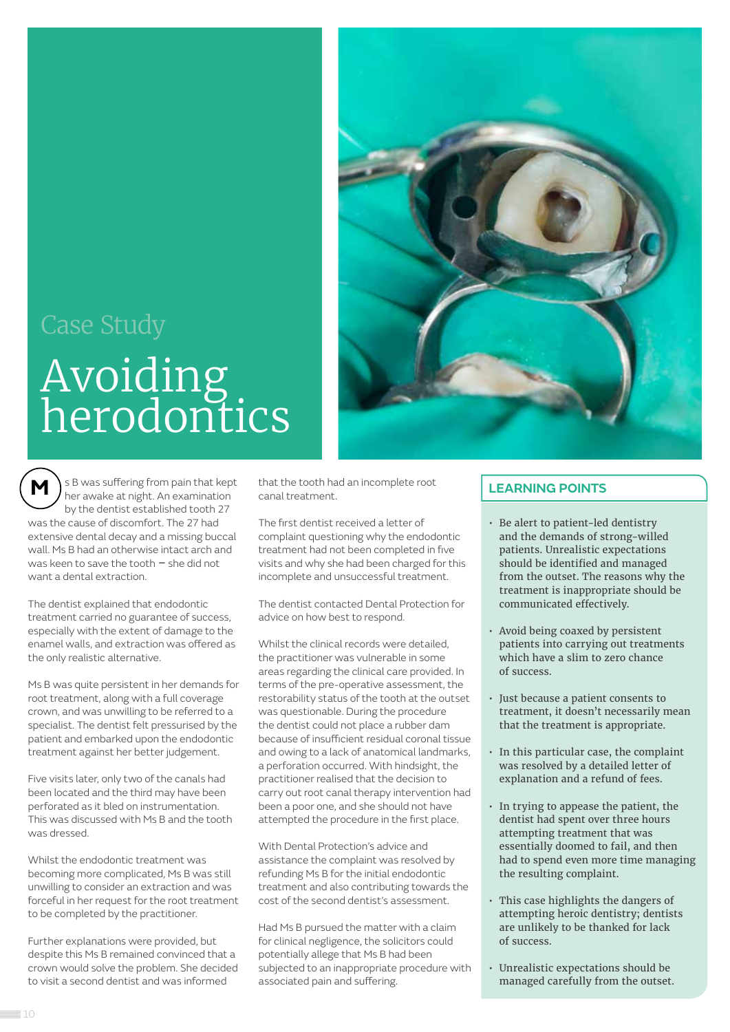Case Study

# Avoiding herodontics

Ms B was suffering from pain that kept her awake at night. An examination by the dentist established tooth 27 was the cause of discomfort. The 27 had extensive dental decay and a missing buccal wall. Ms B had an otherwise intact arch and was keen to save the tooth – she did not want a dental extraction.

The dentist explained that endodontic treatment carried no guarantee of success, especially with the extent of damage to the enamel walls, and extraction was offered as the only realistic alternative.

Ms B was quite persistent in her demands for root treatment, along with a full coverage crown, and was unwilling to be referred to a specialist. The dentist felt pressurised by the patient and embarked upon the endodontic treatment against her better judgement.

Five visits later, only two of the canals had been located and the third may have been perforated as it bled on instrumentation. This was discussed with Ms B and the tooth was dressed.

Whilst the endodontic treatment was becoming more complicated, Ms B was still unwilling to consider an extraction and was forceful in her request for the root treatment to be completed by the practitioner.

Further explanations were provided, but despite this Ms B remained convinced that a crown would solve the problem. She decided to visit a second dentist and was informed that the tooth had an incomplete root canal treatment.

The first dentist received a letter of complaint questioning why the endodontic treatment had not been completed in five visits and why she had been charged for this incomplete and unsuccessful treatment.

The dentist contacted Dental Protection for advice on how best to respond.

Whilst the clinical records were detailed, the practitioner was vulnerable in some areas regarding the clinical care provided. In terms of the pre-operative assessment, the restorability status of the tooth at the outset was questionable. During the procedure the dentist could not place a rubber dam because of insufficient residual coronal tissue and owing to a lack of anatomical landmarks, a perforation occurred. With hindsight, the practitioner realised that the decision to carry out root canal therapy intervention had been a poor one, and she should not have attempted the procedure in the first place.

With Dental Protection's advice and assistance the complaint was resolved by refunding Ms B for the initial endodontic treatment and also contributing towards the cost of the second dentist's assessment.

Had Ms B pursued the matter with a claim for clinical negligence, the solicitors could potentially allege that Ms B had been subjected to an inappropriate procedure with associated pain and suffering.

## LEARNING POINTS

- Be alert to patient-led dentistry and the demands of strong-willed patients. Unrealistic expectations should be identified and managed from the outset. The reasons why the treatment is inappropriate should be communicated effectively.
- Avoid being coaxed by persistent patients into carrying out treatments which have a slim to zero chance of success.
- Just because a patient consents to treatment, it doesn't necessarily mean that the treatment is appropriate.
- In this particular case, the complaint was resolved by a detailed letter of explanation and a refund of fees.
- In trying to appease the patient, the dentist had spent over three hours attempting treatment that was essentially doomed to fail, and then had to spend even more time managing the resulting complaint.
- This case highlights the dangers of attempting heroic dentistry; dentists are unlikely to be thanked for lack of success.
- Unrealistic expectations should be managed carefully from the outset.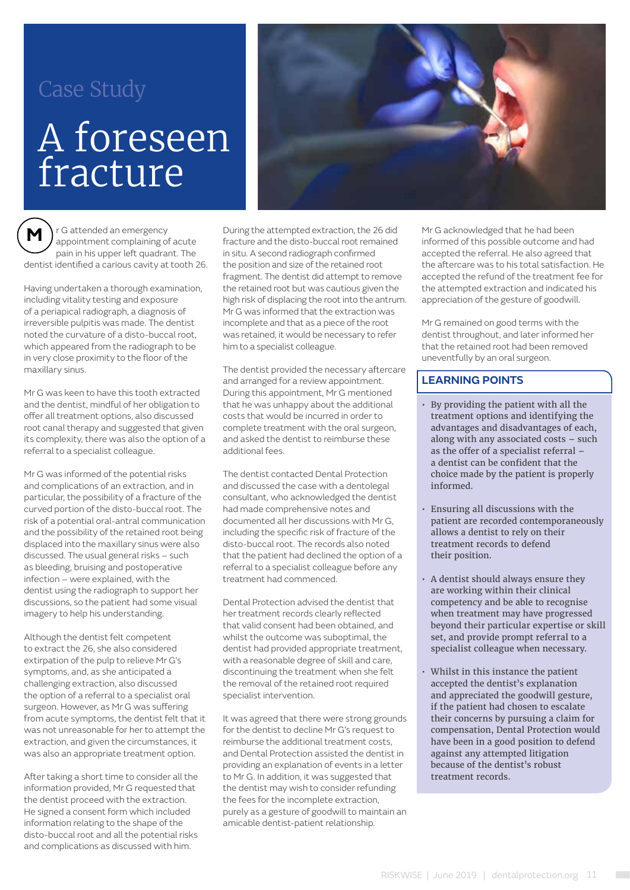Case Study

# A foreseen fracture

Mr G attended an emergency appointment complaining of acute pain in his upper left quadrant. The dentist identified a carious cavity at tooth 26.

Having undertaken a thorough examination, including vitality testing and exposure of a periapical radiograph, a diagnosis of irreversible pulpitis was made. The dentist noted the curvature of a disto-buccal root, which appeared from the radiograph to be in very close proximity to the floor of the maxillary sinus.

Mr G was keen to have this tooth extracted and the dentist, mindful of her obligation to offer all treatment options, also discussed root canal therapy and suggested that given its complexity, there was also the option of a referral to a specialist colleague.

Mr G was informed of the potential risks and complications of an extraction, and in particular, the possibility of a fracture of the curved portion of the disto-buccal root. The risk of a potential oral-antral communication and the possibility of the retained root being displaced into the maxillary sinus were also discussed. The usual general risks – such as bleeding, bruising and postoperative infection – were explained, with the dentist using the radiograph to support her discussions, so the patient had some visual imagery to help his understanding.

Although the dentist felt competent to extract the 26, she also considered extirpation of the pulp to relieve Mr G's symptoms, and, as she anticipated a challenging extraction, also discussed the option of a referral to a specialist oral surgeon. However, as Mr G was suffering from acute symptoms, the dentist felt that it was not unreasonable for her to attempt the extraction, and given the circumstances, it was also an appropriate treatment option.

After taking a short time to consider all the information provided, Mr G requested that the dentist proceed with the extraction. He signed a consent form which included information relating to the shape of the disto-buccal root and all the potential risks and complications as discussed with him.

During the attempted extraction, the 26 did fracture and the disto-buccal root remained in situ. A second radiograph confirmed the position and size of the retained root fragment. The dentist did attempt to remove the retained root but was cautious given the high risk of displacing the root into the antrum. Mr G was informed that the extraction was incomplete and that as a piece of the root was retained, it would be necessary to refer him to a specialist colleague.

The dentist provided the necessary aftercare and arranged for a review appointment. During this appointment, Mr G mentioned that he was unhappy about the additional costs that would be incurred in order to complete treatment with the oral surgeon, and asked the dentist to reimburse these additional fees.

The dentist contacted Dental Protection and discussed the case with a dentolegal consultant, who acknowledged the dentist had made comprehensive notes and documented all her discussions with Mr G, including the specific risk of fracture of the disto-buccal root. The records also noted that the patient had declined the option of a referral to a specialist colleague before any treatment had commenced.

Dental Protection advised the dentist that her treatment records clearly reflected that valid consent had been obtained, and whilst the outcome was suboptimal, the dentist had provided appropriate treatment, with a reasonable degree of skill and care, discontinuing the treatment when she felt the removal of the retained root required specialist intervention.

It was agreed that there were strong grounds for the dentist to decline Mr G's request to reimburse the additional treatment costs, and Dental Protection assisted the dentist in providing an explanation of events in a letter to Mr G. In addition, it was suggested that the dentist may wish to consider refunding the fees for the incomplete extraction, purely as a gesture of goodwill to maintain an amicable dentist-patient relationship.

Mr G acknowledged that he had been informed of this possible outcome and had accepted the referral. He also agreed that the aftercare was to his total satisfaction. He accepted the refund of the treatment fee for the attempted extraction and indicated his appreciation of the gesture of goodwill.

Mr G remained on good terms with the dentist throughout, and later informed her that the retained root had been removed uneventfully by an oral surgeon.

## LEARNING POINTS

- By providing the patient with all the treatment options and identifying the advantages and disadvantages of each, along with any associated costs – such as the offer of a specialist referral – a dentist can be confident that the choice made by the patient is properly informed.
- Ensuring all discussions with the patient are recorded contemporaneously allows a dentist to rely on their treatment records to defend their position.
- A dentist should always ensure they are working within their clinical competency and be able to recognise when treatment may have progressed beyond their particular expertise or skill set, and provide prompt referral to a specialist colleague when necessary.
- Whilst in this instance the patient accepted the dentist's explanation and appreciated the goodwill gesture, if the patient had chosen to escalate their concerns by pursuing a claim for compensation, Dental Protection would have been in a good position to defend against any attempted litigation because of the dentist's robust treatment records.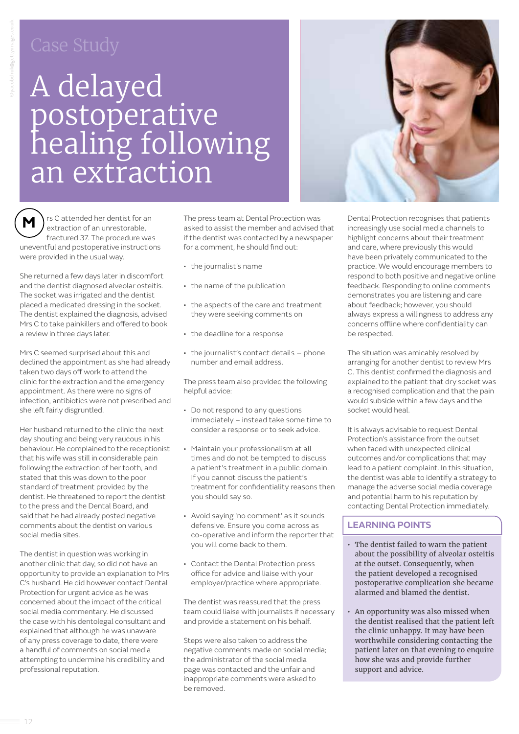Case Study

# A delayed postoperative healing following an extraction

Mrs C attended her dentist for an extraction of an unrestorable, fractured 37. The procedure was uneventful and postoperative instructions were provided in the usual way.

She returned a few days later in discomfort and the dentist diagnosed alveolar osteitis. The socket was irrigated and the dentist placed a medicated dressing in the socket. The dentist explained the diagnosis, advised Mrs C to take painkillers and offered to book a review in three days later.

Mrs C seemed surprised about this and declined the appointment as she had already taken two days off work to attend the clinic for the extraction and the emergency appointment. As there were no signs of infection, antibiotics were not prescribed and she left fairly disgruntled.

Her husband returned to the clinic the next day shouting and being very raucous in his behaviour. He complained to the receptionist that his wife was still in considerable pain following the extraction of her tooth, and stated that this was down to the poor standard of treatment provided by the dentist. He threatened to report the dentist to the press and the Dental Board, and said that he had already posted negative comments about the dentist on various social media sites.

The dentist in question was working in another clinic that day, so did not have an opportunity to provide an explanation to Mrs C's husband. He did however contact Dental Protection for urgent advice as he was concerned about the impact of the critical social media commentary. He discussed the case with his dentolegal consultant and explained that although he was unaware of any press coverage to date, there were a handful of comments on social media attempting to undermine his credibility and professional reputation.

The press team at Dental Protection was asked to assist the member and advised that if the dentist was contacted by a newspaper for a comment, he should find out:

- the journalist's name
- the name of the publication
- the aspects of the care and treatment they were seeking comments on
- the deadline for a response
- the journalist's contact details – phone number and email address.

The press team also provided the following helpful advice:

- Do not respond to any questions immediately – instead take some time to consider a response or to seek advice.
- Maintain your professionalism at all times and do not be tempted to discuss a patient's treatment in a public domain. If you cannot discuss the patient's treatment for confidentiality reasons then you should say so.
- Avoid saying 'no comment' as it sounds defensive. Ensure you come across as co-operative and inform the reporter that you will come back to them.
- Contact the Dental Protection press office for advice and liaise with your employer/practice where appropriate.

The dentist was reassured that the press team could liaise with journalists if necessary and provide a statement on his behalf.

Steps were also taken to address the negative comments made on social media; the administrator of the social media page was contacted and the unfair and inappropriate comments were asked to be removed.

Dental Protection recognises that patients increasingly use social media channels to highlight concerns about their treatment and care, where previously this would have been privately communicated to the practice. We would encourage members to respond to both positive and negative online feedback. Responding to online comments demonstrates you are listening and care about feedback; however, you should always express a willingness to address any concerns offline where confidentiality can be respected.

The situation was amicably resolved by arranging for another dentist to review Mrs C. This dentist confirmed the diagnosis and explained to the patient that dry socket was a recognised complication and that the pain would subside within a few days and the socket would heal.

It is always advisable to request Dental Protection's assistance from the outset when faced with unexpected clinical outcomes and/or complications that may lead to a patient complaint. In this situation, the dentist was able to identify a strategy to manage the adverse social media coverage and potential harm to his reputation by contacting Dental Protection immediately.

## LEARNING POINTS

- The dentist failed to warn the patient about the possibility of alveolar osteitis at the outset. Consequently, when the patient developed a recognised postoperative complication she became alarmed and blamed the dentist.
- An opportunity was also missed when the dentist realised that the patient left the clinic unhappy. It may have been worthwhile considering contacting the patient later on that evening to enquire how she was and provide further support and advice.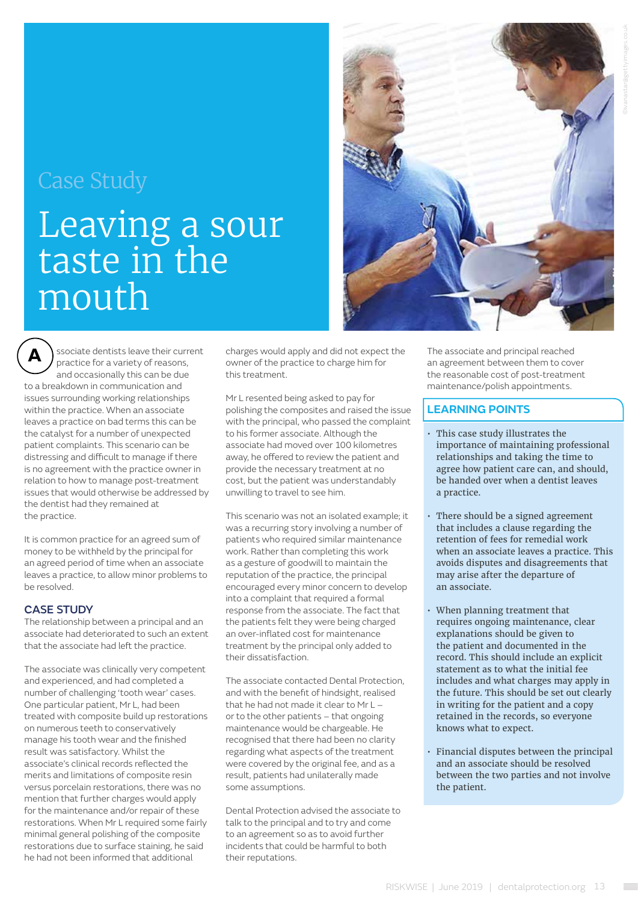Case Study

# Leaving a sour taste in the mouth

Associate dentists leave their current practice for a variety of reasons, and occasionally this can be due to a breakdown in communication and issues surrounding working relationships within the practice. When an associate leaves a practice on bad terms this can be the catalyst for a number of unexpected patient complaints. This scenario can be distressing and difficult to manage if there is no agreement with the practice owner in relation to how to manage post-treatment issues that would otherwise be addressed by the dentist had they remained at the practice.

It is common practice for an agreed sum of money to be withheld by the principal for an agreed period of time when an associate leaves a practice, to allow minor problems to be resolved.

## CASE STUDY

The relationship between a principal and an associate had deteriorated to such an extent that the associate had left the practice.

The associate was clinically very competent and experienced, and had completed a number of challenging 'tooth wear' cases. One particular patient, Mr L, had been treated with composite build up restorations on numerous teeth to conservatively manage his tooth wear and the finished result was satisfactory. Whilst the associate's clinical records reflected the merits and limitations of composite resin versus porcelain restorations, there was no mention that further charges would apply for the maintenance and/or repair of these restorations. When Mr L required some fairly minimal general polishing of the composite restorations due to surface staining, he said he had not been informed that additional charges would apply and did not expect the owner of the practice to charge him for this treatment.

Mr L resented being asked to pay for polishing the composites and raised the issue with the principal, who passed the complaint to his former associate. Although the associate had moved over 100 kilometres away, he offered to review the patient and provide the necessary treatment at no cost, but the patient was understandably unwilling to travel to see him.

This scenario was not an isolated example; it was a recurring story involving a number of patients who required similar maintenance work. Rather than completing this work as a gesture of goodwill to maintain the reputation of the practice, the principal encouraged every minor concern to develop into a complaint that required a formal response from the associate. The fact that the patients felt they were being charged an over-inflated cost for maintenance treatment by the principal only added to their dissatisfaction.

The associate contacted Dental Protection, and with the benefit of hindsight, realised that he had not made it clear to Mr L – or to the other patients – that ongoing maintenance would be chargeable. He recognised that there had been no clarity regarding what aspects of the treatment were covered by the original fee, and as a result, patients had unilaterally made some assumptions.

Dental Protection advised the associate to talk to the principal and to try and come to an agreement so as to avoid further incidents that could be harmful to both their reputations.

The associate and principal reached an agreement between them to cover the reasonable cost of post-treatment maintenance/polish appointments.

## LEARNING POINTS

- This case study illustrates the importance of maintaining professional relationships and taking the time to agree how patient care can, and should, be handed over when a dentist leaves a practice.
- There should be a signed agreement that includes a clause regarding the retention of fees for remedial work when an associate leaves a practice. This avoids disputes and disagreements that may arise after the departure of an associate.
- When planning treatment that requires ongoing maintenance, clear explanations should be given to the patient and documented in the record. This should include an explicit statement as to what the initial fee includes and what charges may apply in the future. This should be set out clearly in writing for the patient and a copy retained in the records, so everyone knows what to expect.
- Financial disputes between the principal and an associate should be resolved between the two parties and not involve the patient.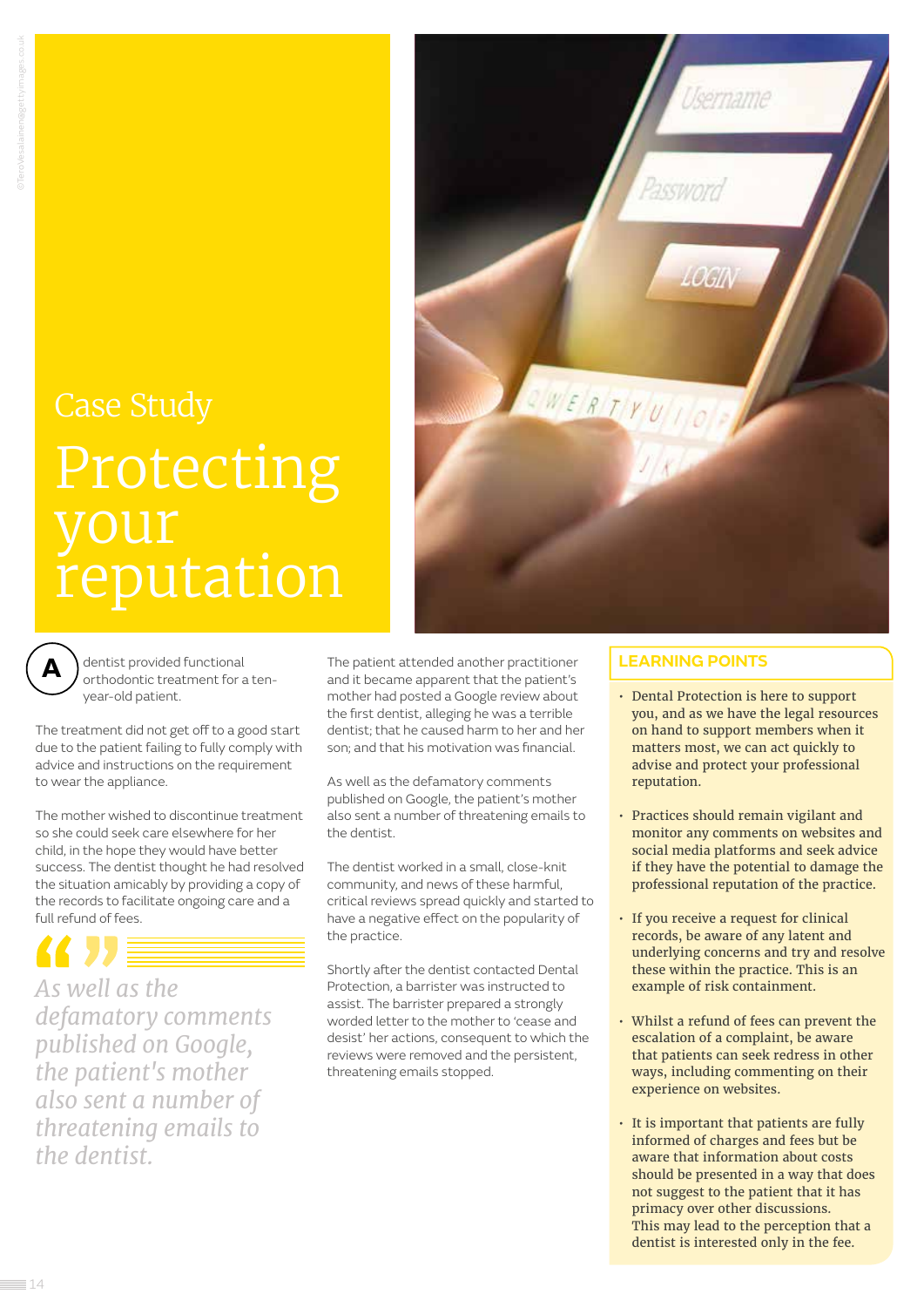Case Study

# Protecting your reputation

A dentist provided functional orthodontic treatment for a ten-year-old patient.

The treatment did not get off to a good start due to the patient failing to fully comply with advice and instructions on the requirement to wear the appliance.

The mother wished to discontinue treatment so she could seek care elsewhere for her child, in the hope they would have better success. The dentist thought he had resolved the situation amicably by providing a copy of the records to facilitate ongoing care and a full refund of fees.

> *As well as the defamatory comments published on Google, the patient's mother also sent a number of threatening emails to the dentist.*

The patient attended another practitioner and it became apparent that the patient's mother had posted a Google review about the first dentist, alleging he was a terrible dentist; that he caused harm to her and her son; and that his motivation was financial.

As well as the defamatory comments published on Google, the patient's mother also sent a number of threatening emails to the dentist.

The dentist worked in a small, close-knit community, and news of these harmful, critical reviews spread quickly and started to have a negative effect on the popularity of the practice.

Shortly after the dentist contacted Dental Protection, a barrister was instructed to assist. The barrister prepared a strongly worded letter to the mother to 'cease and desist' her actions, consequent to which the reviews were removed and the persistent, threatening emails stopped.

## LEARNING POINTS

- Dental Protection is here to support you, and as we have the legal resources on hand to support members when it matters most, we can act quickly to advise and protect your professional reputation.
- Practices should remain vigilant and monitor any comments on websites and social media platforms and seek advice if they have the potential to damage the professional reputation of the practice.
- If you receive a request for clinical records, be aware of any latent and underlying concerns and try and resolve these within the practice. This is an example of risk containment.
- Whilst a refund of fees can prevent the escalation of a complaint, be aware that patients can seek redress in other ways, including commenting on their experience on websites.
- It is important that patients are fully informed of charges and fees but be aware that information about costs should be presented in a way that does not suggest to the patient that it has primacy over other discussions. This may lead to the perception that a dentist is interested only in the fee.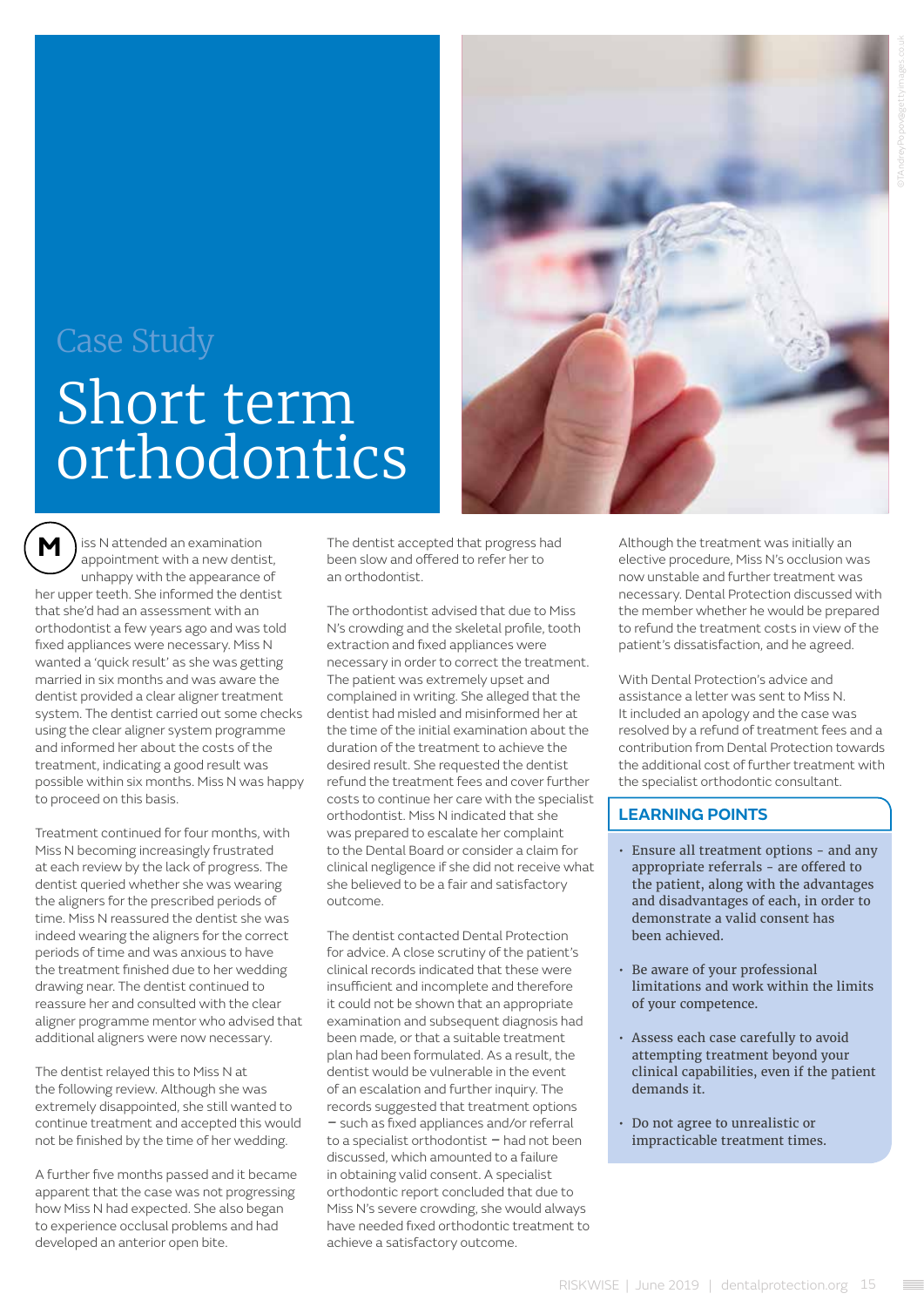Case Study

# Short term orthodontics

Miss N attended an examination appointment with a new dentist, unhappy with the appearance of her upper teeth. She informed the dentist that she'd had an assessment with an orthodontist a few years ago and was told fixed appliances were necessary. Miss N wanted a 'quick result' as she was getting married in six months and was aware the dentist provided a clear aligner treatment system. The dentist carried out some checks using the clear aligner system programme and informed her about the costs of the treatment, indicating a good result was possible within six months. Miss N was happy to proceed on this basis.

Treatment continued for four months, with Miss N becoming increasingly frustrated at each review by the lack of progress. The dentist queried whether she was wearing the aligners for the prescribed periods of time. Miss N reassured the dentist she was indeed wearing the aligners for the correct periods of time and was anxious to have the treatment finished due to her wedding drawing near. The dentist continued to reassure her and consulted with the clear aligner programme mentor who advised that additional aligners were now necessary.

The dentist relayed this to Miss N at the following review. Although she was extremely disappointed, she still wanted to continue treatment and accepted this would not be finished by the time of her wedding.

A further five months passed and it became apparent that the case was not progressing how Miss N had expected. She also began to experience occlusal problems and had developed an anterior open bite.

The dentist accepted that progress had been slow and offered to refer her to an orthodontist.

The orthodontist advised that due to Miss N's crowding and the skeletal profile, tooth extraction and fixed appliances were necessary in order to correct the treatment. The patient was extremely upset and complained in writing. She alleged that the dentist had misled and misinformed her at the time of the initial examination about the duration of the treatment to achieve the desired result. She requested the dentist refund the treatment fees and cover further costs to continue her care with the specialist orthodontist. Miss N indicated that she was prepared to escalate her complaint to the Dental Board or consider a claim for clinical negligence if she did not receive what she believed to be a fair and satisfactory outcome.

The dentist contacted Dental Protection for advice. A close scrutiny of the patient's clinical records indicated that these were insufficient and incomplete and therefore it could not be shown that an appropriate examination and subsequent diagnosis had been made, or that a suitable treatment plan had been formulated. As a result, the dentist would be vulnerable in the event of an escalation and further inquiry. The records suggested that treatment options – such as fixed appliances and/or referral to a specialist orthodontist – had not been discussed, which amounted to a failure in obtaining valid consent. A specialist orthodontic report concluded that due to Miss N's severe crowding, she would always have needed fixed orthodontic treatment to achieve a satisfactory outcome.

Although the treatment was initially an elective procedure, Miss N's occlusion was now unstable and further treatment was necessary. Dental Protection discussed with the member whether he would be prepared to refund the treatment costs in view of the patient's dissatisfaction, and he agreed.

With Dental Protection's advice and assistance a letter was sent to Miss N. It included an apology and the case was resolved by a refund of treatment fees and a contribution from Dental Protection towards the additional cost of further treatment with the specialist orthodontic consultant.

## LEARNING POINTS

- Ensure all treatment options - and any appropriate referrals - are offered to the patient, along with the advantages and disadvantages of each, in order to demonstrate a valid consent has been achieved.
- Be aware of your professional limitations and work within the limits of your competence.
- Assess each case carefully to avoid attempting treatment beyond your clinical capabilities, even if the patient demands it.
- Do not agree to unrealistic or impracticable treatment times.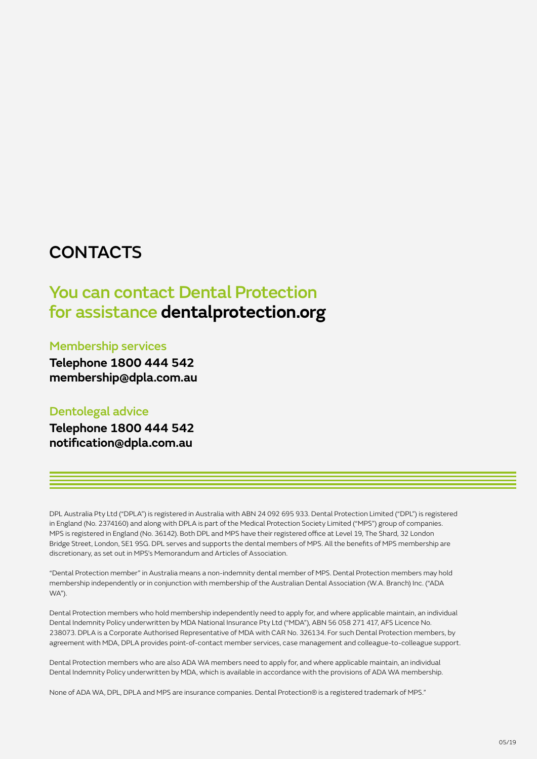# CONTACTS

## You can contact Dental Protection for assistance **dentalprotection.org**

### Membership services

**Telephone 1800 444 542**
**membership@dpla.com.au**

### Dentolegal advice

**Telephone 1800 444 542**
**notification@dpla.com.au**

DPL Australia Pty Ltd ("DPLA") is registered in Australia with ABN 24 092 695 933. Dental Protection Limited ("DPL") is registered in England (No. 2374160) and along with DPLA is part of the Medical Protection Society Limited ("MPS") group of companies. MPS is registered in England (No. 36142). Both DPL and MPS have their registered office at Level 19, The Shard, 32 London Bridge Street, London, SE1 9SG. DPL serves and supports the dental members of MPS. All the benefits of MPS membership are discretionary, as set out in MPS's Memorandum and Articles of Association.

"Dental Protection member" in Australia means a non-indemnity dental member of MPS. Dental Protection members may hold membership independently or in conjunction with membership of the Australian Dental Association (W.A. Branch) Inc. ("ADA WA").

Dental Protection members who hold membership independently need to apply for, and where applicable maintain, an individual Dental Indemnity Policy underwritten by MDA National Insurance Pty Ltd ("MDA"), ABN 56 058 271 417, AFS Licence No. 238073. DPLA is a Corporate Authorised Representative of MDA with CAR No. 326134. For such Dental Protection members, by agreement with MDA, DPLA provides point-of-contact member services, case management and colleague-to-colleague support.

Dental Protection members who are also ADA WA members need to apply for, and where applicable maintain, an individual Dental Indemnity Policy underwritten by MDA, which is available in accordance with the provisions of ADA WA membership.

None of ADA WA, DPL, DPLA and MPS are insurance companies. Dental Protection® is a registered trademark of MPS."

05/19